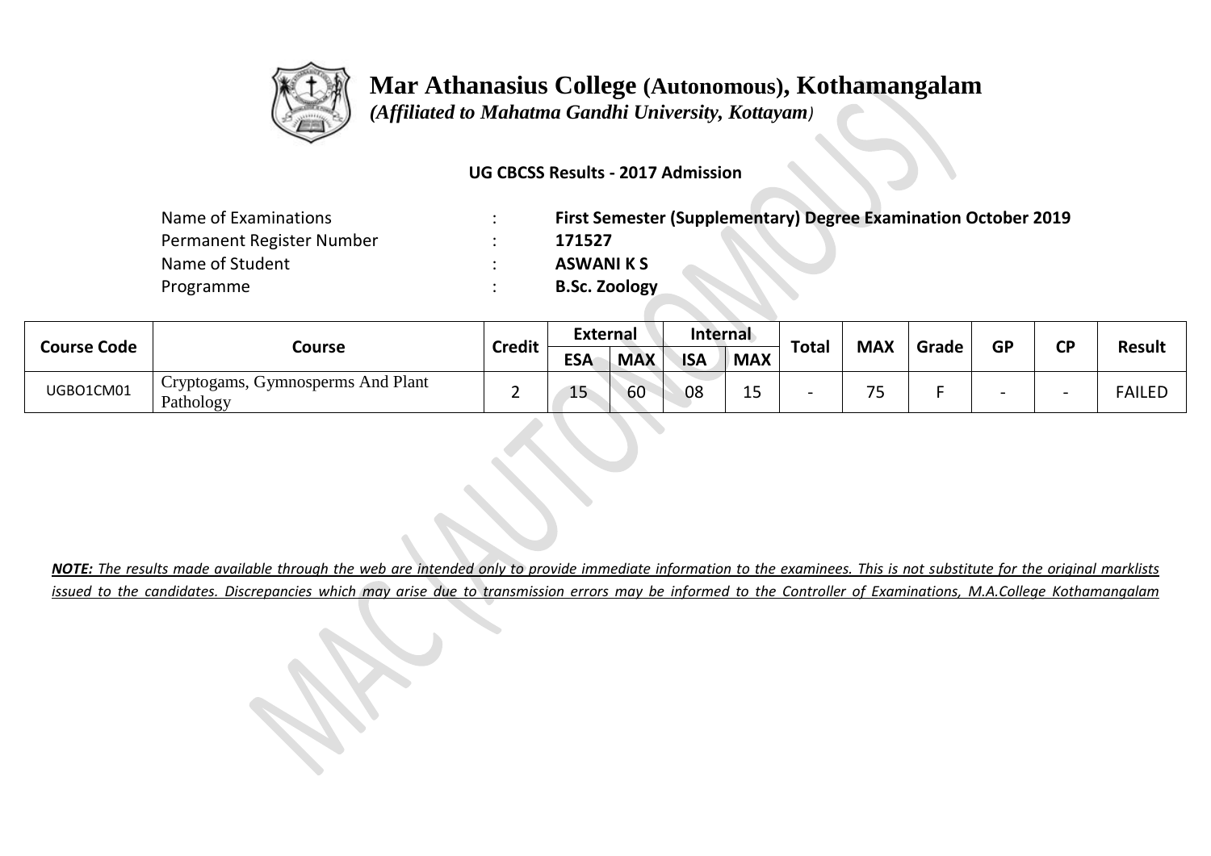# Mar Athanasius College (Autonomous), Kothamangalam

*(Affiliated to Mahatma Gandhi University, Kottayam)*

**UG CBCSS Results - 2017 Admission**

| | | |
|---|---|---|
| Name of Examinations | : | **First Semester (Supplementary) Degree Examination October 2019** |
| Permanent Register Number | : | **171527** |
| Name of Student | : | **ASWANI K S** |
| Programme | : | **B.Sc. Zoology** |

| Course Code | Course | Credit | External | | Internal | | Total | MAX | Grade | GP | CP | Result |
|---|---|---|---|---|---|---|---|---|---|---|---|---|
| | | | ESA | MAX | ISA | MAX | | | | | | |
| UGBO1CM01 | Cryptogams, Gymnosperms And Plant Pathology | 2 | 15 | 60 | 08 | 15 | - | 75 | F | - | - | FAILED |

***NOTE:*** *The results made available through the web are intended only to provide immediate information to the examinees. This is not substitute for the original marklists issued to the candidates. Discrepancies which may arise due to transmission errors may be informed to the Controller of Examinations, M.A.College Kothamangalam*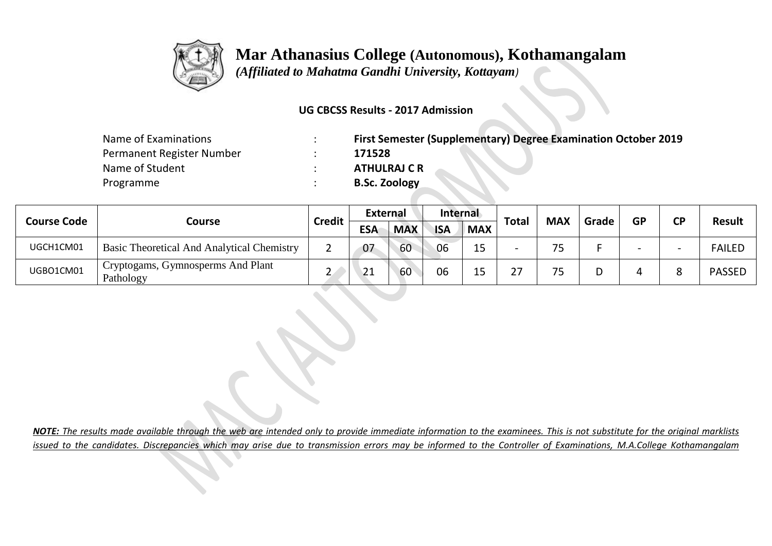# Mar Athanasius College (Autonomous), Kothamangalam

*(Affiliated to Mahatma Gandhi University, Kottayam)*

**UG CBCSS Results - 2017 Admission**

| | | |
|---|---|---|
| Name of Examinations | : | **First Semester (Supplementary) Degree Examination October 2019** |
| Permanent Register Number | : | **171528** |
| Name of Student | : | **ATHULRAJ C R** |
| Programme | : | **B.Sc. Zoology** |

| Course Code | Course | Credit | External | | Internal | | Total | MAX | Grade | GP | CP | Result |
|---|---|---|---|---|---|---|---|---|---|---|---|---|
| | | | ESA | MAX | ISA | MAX | | | | | | |
| UGCH1CM01 | Basic Theoretical And Analytical Chemistry | 2 | 07 | 60 | 06 | 15 | - | 75 | F | - | - | FAILED |
| UGBO1CM01 | Cryptogams, Gymnosperms And Plant Pathology | 2 | 21 | 60 | 06 | 15 | 27 | 75 | D | 4 | 8 | PASSED |

***NOTE:*** *The results made available through the web are intended only to provide immediate information to the examinees. This is not substitute for the original marklists issued to the candidates. Discrepancies which may arise due to transmission errors may be informed to the Controller of Examinations, M.A.College Kothamangalam*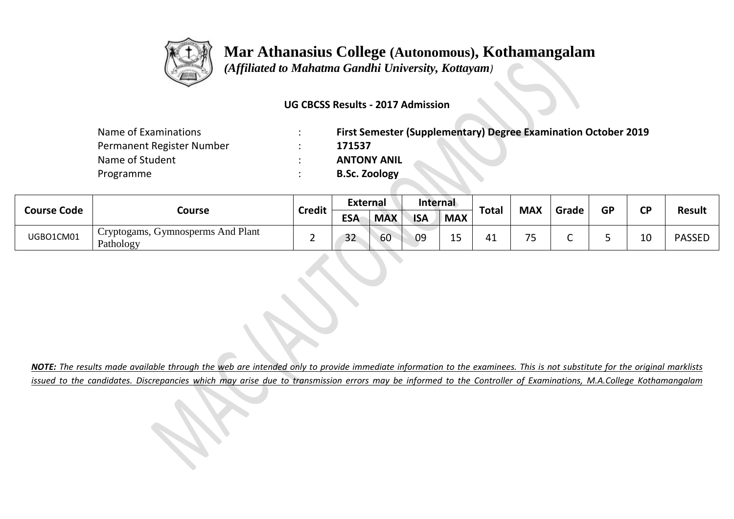# Mar Athanasius College (Autonomous), Kothamangalam

*(Affiliated to Mahatma Gandhi University, Kottayam)*

**UG CBCSS Results - 2017 Admission**

| | | |
|---|---|---|
| Name of Examinations | : | **First Semester (Supplementary) Degree Examination October 2019** |
| Permanent Register Number | : | **171537** |
| Name of Student | : | **ANTONY ANIL** |
| Programme | : | **B.Sc. Zoology** |

| Course Code | Course | Credit | External | | Internal | | Total | MAX | Grade | GP | CP | Result |
|---|---|---|---|---|---|---|---|---|---|---|---|---|
| | | | ESA | MAX | ISA | MAX | | | | | | |
| UGBO1CM01 | Cryptogams, Gymnosperms And Plant Pathology | 2 | 32 | 60 | 09 | 15 | 41 | 75 | C | 5 | 10 | PASSED |

***NOTE:** The results made available through the web are intended only to provide immediate information to the examinees. This is not substitute for the original marklists issued to the candidates. Discrepancies which may arise due to transmission errors may be informed to the Controller of Examinations, M.A.College Kothamangalam*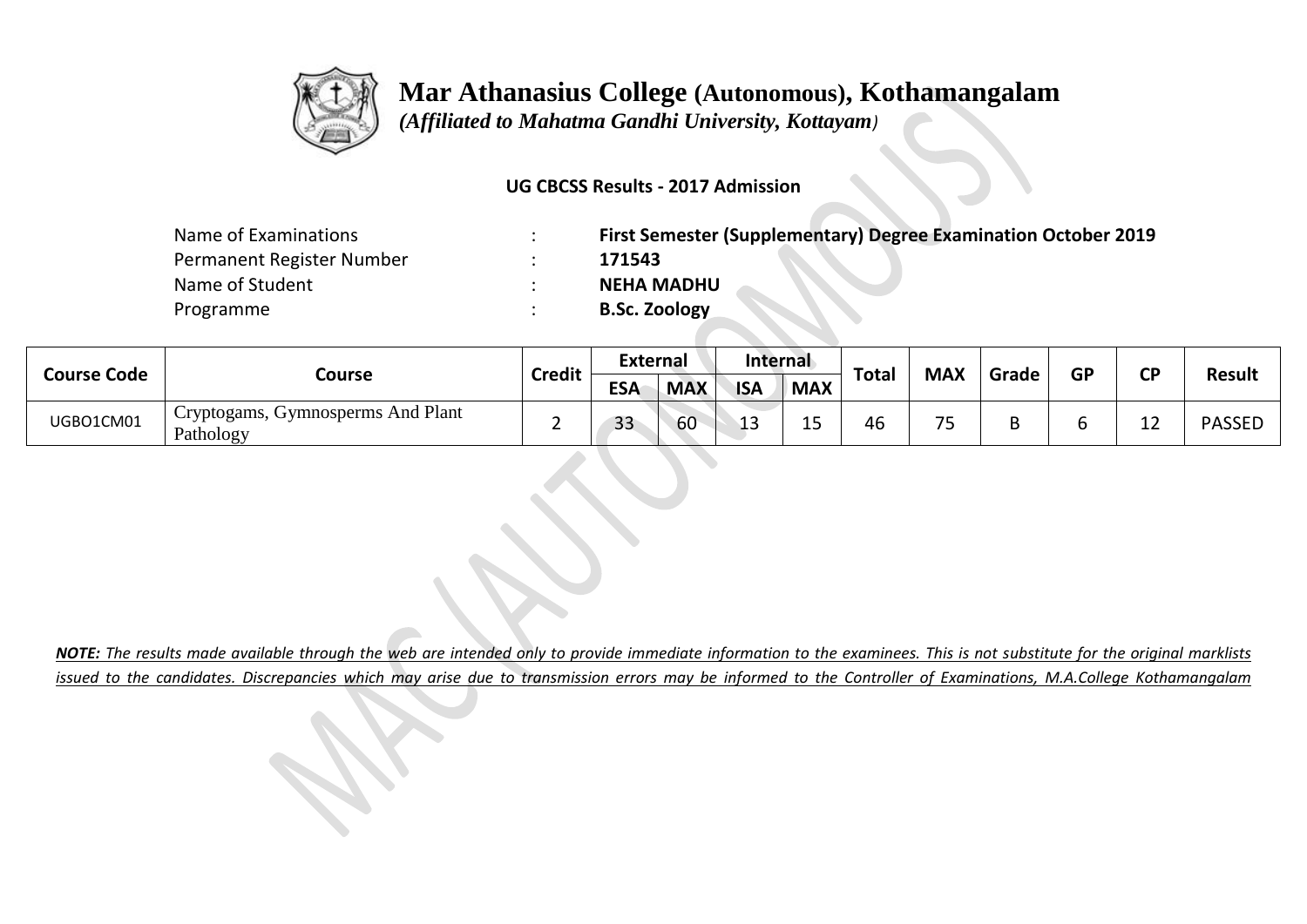# Mar Athanasius College (Autonomous), Kothamangalam

*(Affiliated to Mahatma Gandhi University, Kottayam)*

**UG CBCSS Results - 2017 Admission**

| | | |
|---|---|---|
| Name of Examinations | : | **First Semester (Supplementary) Degree Examination October 2019** |
| Permanent Register Number | : | **171543** |
| Name of Student | : | **NEHA MADHU** |
| Programme | : | **B.Sc. Zoology** |

| Course Code | Course | Credit | External | | Internal | | Total | MAX | Grade | GP | CP | Result |
|---|---|---|---|---|---|---|---|---|---|---|---|---|
| | | | ESA | MAX | ISA | MAX | | | | | | |
| UGBO1CM01 | Cryptogams, Gymnosperms And Plant Pathology | 2 | 33 | 60 | 13 | 15 | 46 | 75 | B | 6 | 12 | PASSED |

***NOTE:** The results made available through the web are intended only to provide immediate information to the examinees. This is not substitute for the original marklists issued to the candidates. Discrepancies which may arise due to transmission errors may be informed to the Controller of Examinations, M.A.College Kothamangalam*